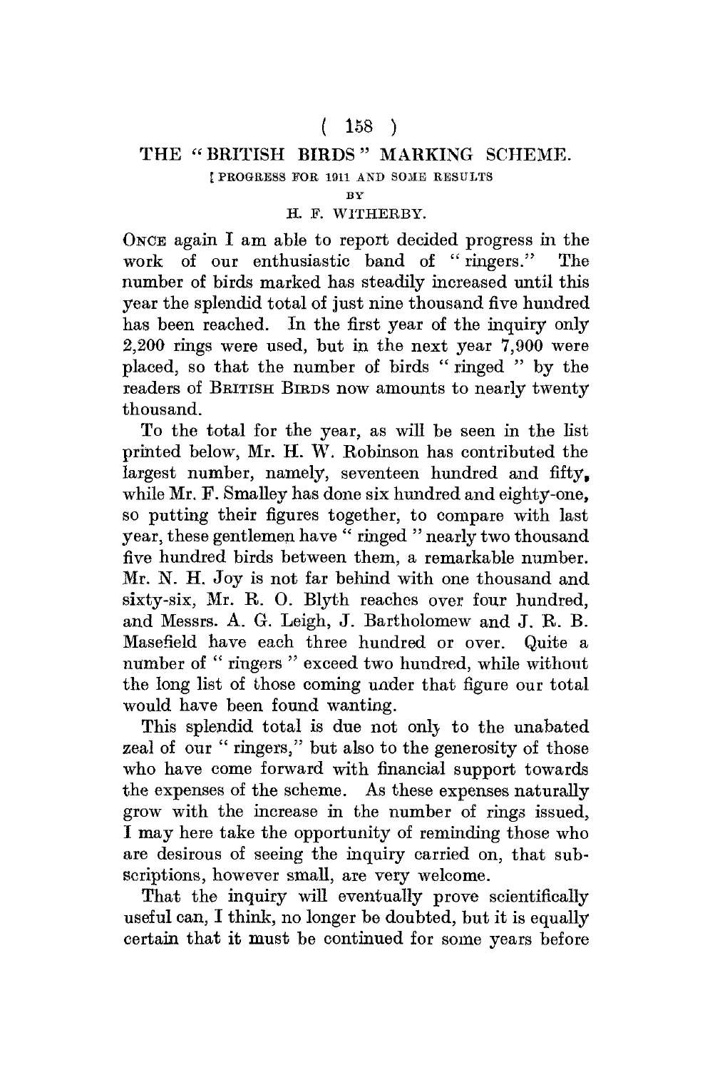# THE "BRITISH BIRDS" MARKING SCHEME.

PROGRESS FOR 1911 AND SOME RESULTS

BY

H. F. WITHERBY.

ONCE again I am able to report decided progress in the work of our enthusiastic band of "ringers." The number of birds marked has steadily increased until this year the splendid total of just nine thousand five hundred has been reached. In the first year of the inquiry only 2,200 rings were used, but in the next year 7,900 were placed, so that the number of birds "ringed" by the readers of BRITISH BIRDS now amounts to nearly twenty thousand.

To the total for the year, as will be seen in the list printed below, Mr. H. W. Robinson has contributed the largest number, namely, seventeen hundred and fifty, while Mr. F. Smalley has done six hundred and eighty-one, so putting their figures together, to compare with last year, these gentlemen have "ringed" nearly two thousand five hundred birds between them, a remarkable number. Mr. N. H. Joy is not far behind with one thousand and sixty-six, Mr. R. O. Blyth reaches over four hundred, and Messrs. A. G. Leigh, J. Bartholomew and J. R. B. Masefield have each three hundred or over. Quite a number of "ringers" exceed two hundred, while without the long list of those coming under that figure our total would have been found wanting.

This splendid total is due not only to the unabated zeal of our "ringers," but also to the generosity of those who have come forward with financial support towards the expenses of the scheme. As these expenses naturally grow with the increase in the number of rings issued, I may here take the opportunity of reminding those who are desirous of seeing the inquiry carried on, that subscriptions, however small, are very welcome.

That the inquiry will eventually prove scientifically useful can, I think, no longer be doubted, but it is equally certain that it must be continued for some years before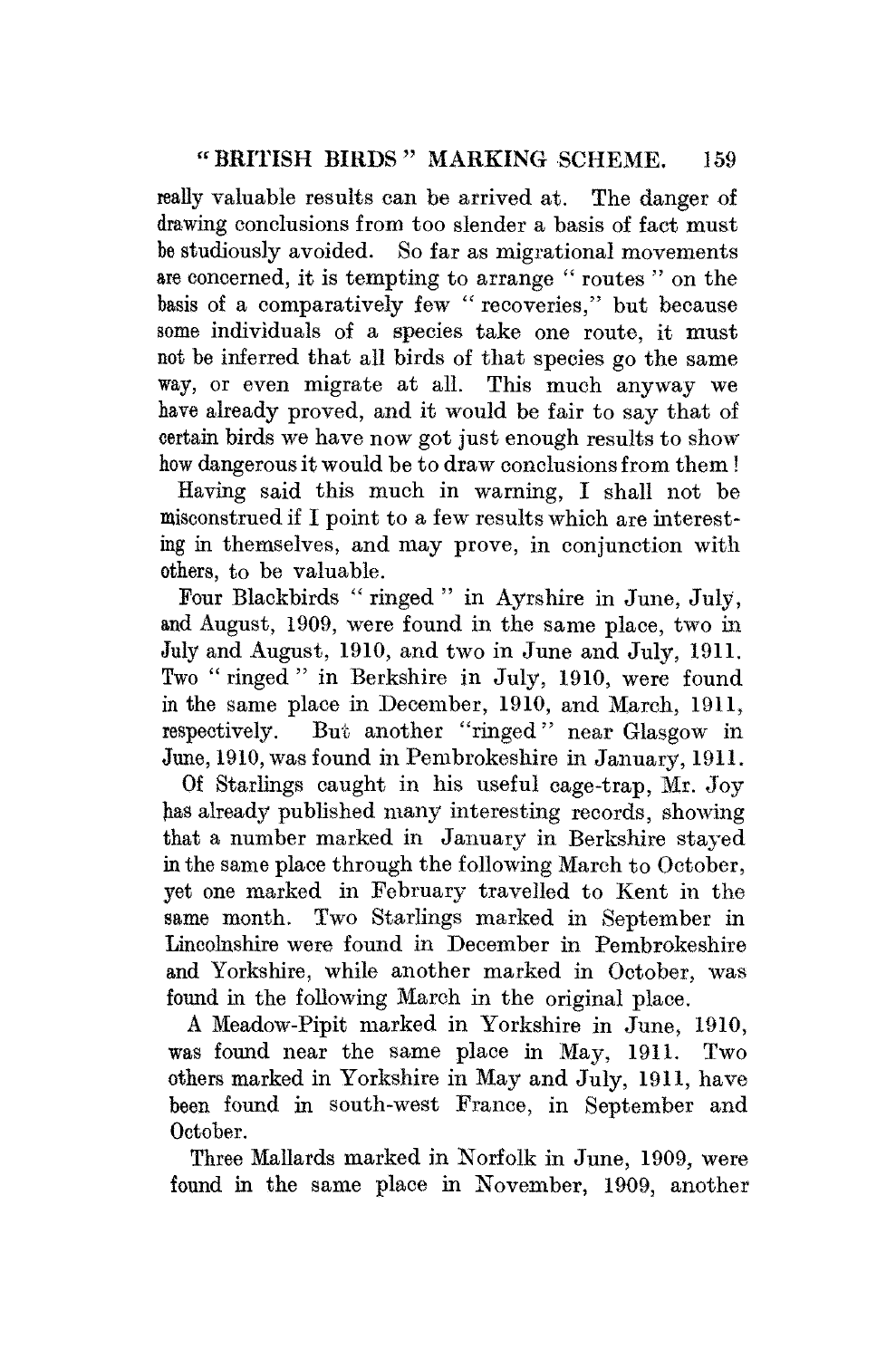really valuable results can be arrived at. The danger of drawing conclusions from too slender a basis of fact must be studiously avoided. So far as migrational movements are concerned, it is tempting to arrange " routes " on the basis of a comparatively few " recoveries," but because some individuals of a species take one route, it must not be inferred that all birds of that species go the same way, or even migrate at all. This much anyway we have already proved, and it would be fair to say that of certain birds we have now got just enough results to show how dangerous it would be to draw conclusions from them!

Having said this much in warning, I shall not be misconstrued if I point to a few results which are interesting in themselves, and may prove, in conjunction with others, to be valuable.

Four Blackbirds " ringed " in Ayrshire in June, July, and August, 1909, were found in the same place, two in July and August, 1910, and two in June and July, 1911. Two " ringed " in Berkshire in July, 1910, were found in the same place in December, 1910, and March, 1911, respectively. But another "ringed" near Glasgow in June, 1910, was found in Pembrokeshire in January, 1911.

Of Starlings caught in his useful cage-trap, Mr. Joy has already published many interesting records, showing that a number marked in January in Berkshire stayed in the same place through the following March to October, yet one marked in February travelled to Kent in the same month. Two Starlings marked in September in Lincolnshire were found in December in Pembrokeshire and Yorkshire, while another marked in October, was found in the following March in the original place.

A Meadow-Pipit marked in Yorkshire in June, 1910, was found near the same place in May, 1911. Two others marked in Yorkshire in May and July, 1911, have been found in south-west France, in September and October.

Three Mallards marked in Norfolk in June, 1909, were found in the same place in November, 1909, another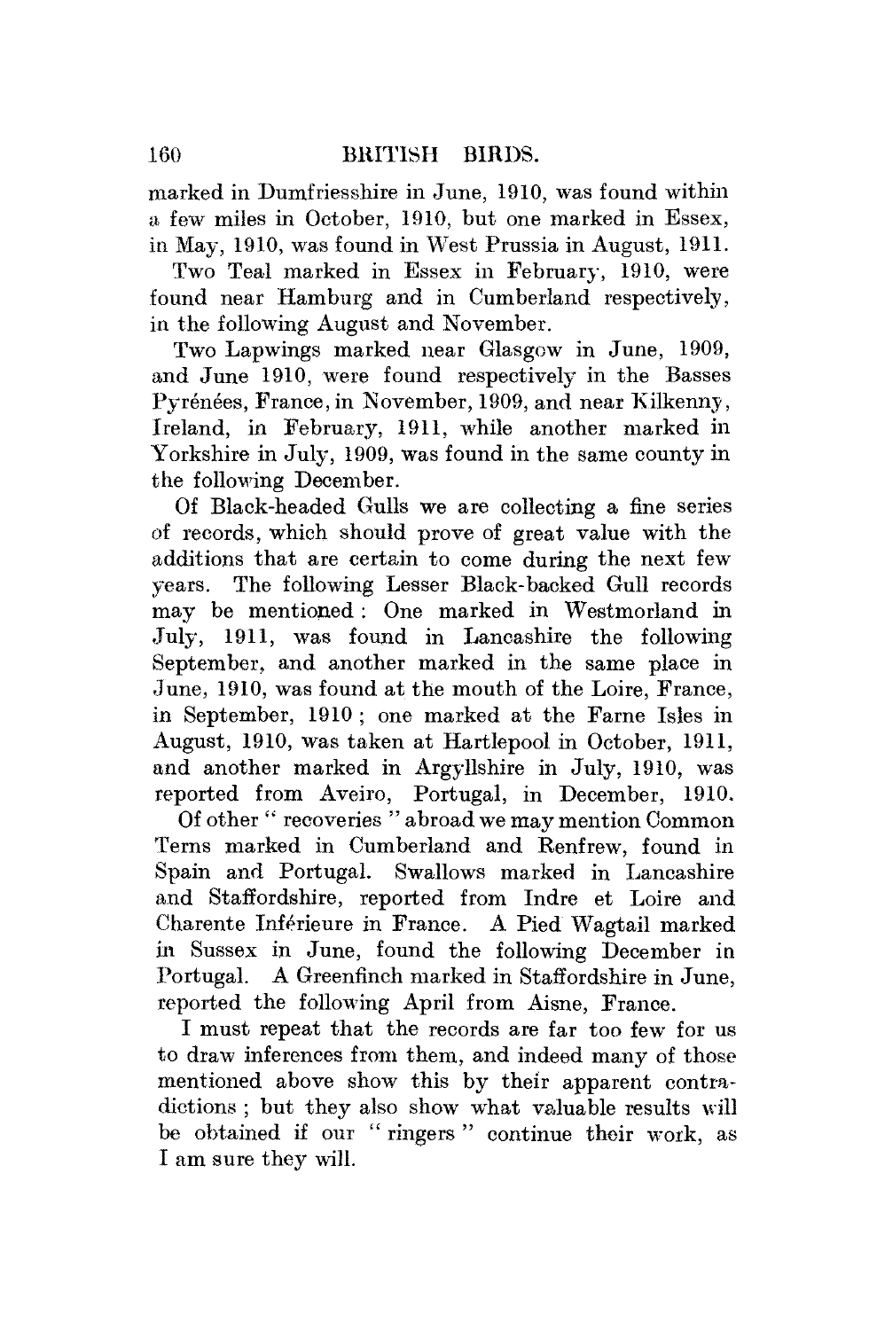marked in Dumfriesshire in June, 1910, was found within a few miles in October, 1910, but one marked in Essex, in May, 1910, was found in West Prussia in August, 1911.

Two Teal marked in Essex in February, 1910, were found near Hamburg and in Cumberland respectively, in the following August and November.

Two Lapwings marked near Glasgow in June, 1909, and June 1910, were found respectively in the Basses Pyrénées, France, in November, 1909, and near Kilkenny, Ireland, in February, 1911, while another marked in Yorkshire in July, 1909, was found in the same county in the following December.

Of Black-headed Gulls we are collecting a fine series of records, which should prove of great value with the additions that are certain to come during the next few years. The following Lesser Black-backed Gull records may be mentioned: One marked in Westmorland in July, 1911, was found in Lancashire the following September, and another marked in the same place in June, 1910, was found at the mouth of the Loire, France, in September, 1910; one marked at the Farne Isles in August, 1910, was taken at Hartlepool in October, 1911, and another marked in Argyllshire in July, 1910, was reported from Aveiro, Portugal, in December, 1910.

Of other "recoveries" abroad we may mention Common Terns marked in Cumberland and Renfrew, found in Spain and Portugal. Swallows marked in Lancashire and Staffordshire, reported from Indre et Loire and Charente Inférieure in France. A Pied Wagtail marked in Sussex in June, found the following December in Portugal. A Greenfinch marked in Staffordshire in June, reported the following April from Aisne, France.

I must repeat that the records are far too few for us to draw inferences from them, and indeed many of those mentioned above show this by their apparent contradictions; but they also show what valuable results will be obtained if our "ringers" continue their work, as I am sure they will.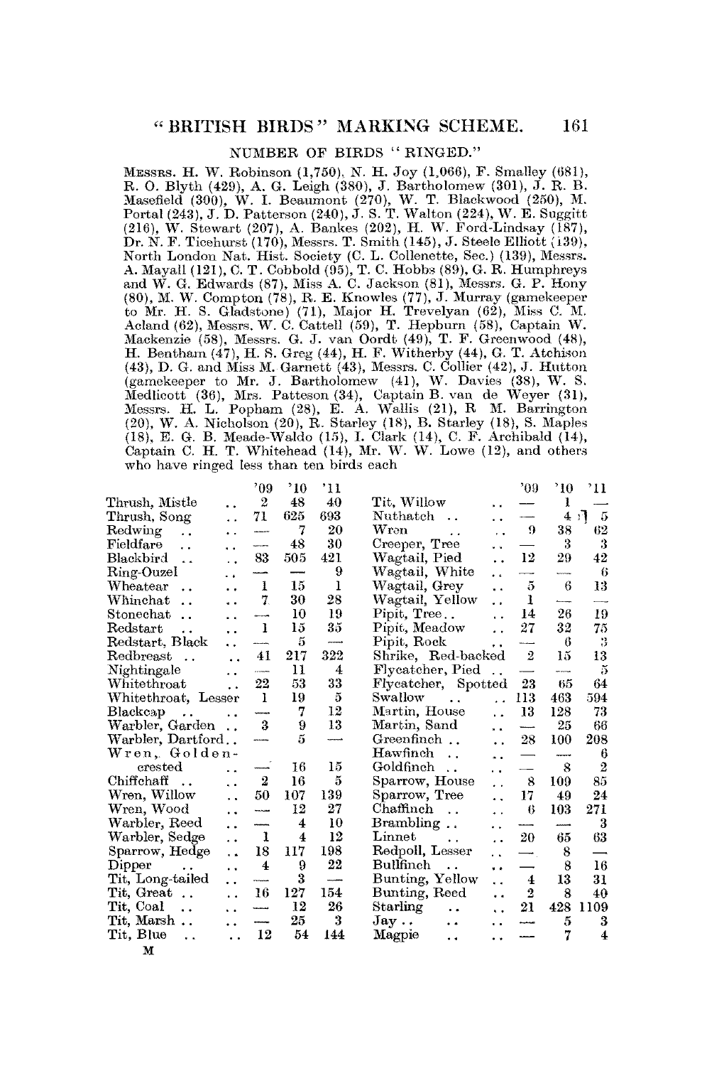### NUMBER OF BIRDS "RINGED."

Messrs. H. W. Robinson (1,750), N. H. Joy (1,066), F. Smalley (681), R. O. Blyth (429), A. G. Leigh (380), J. Bartholomew (301), J. R. B. Masefield (300), W. I. Beaumont (270), W. T. Blackwood (250), M. Portal (243), J. D. Patterson (240), J. S. T. Walton (224), W. E. Suggitt (216), W. Stewart (207), A. Bankes (202), H. W. Ford-Lindsay (187), Dr. N. F. Ticehurst (170), Messrs. T. Smith (145), J. Steele Elliott (139), North London Nat. Hist. Society (C. L. Collenette, Sec.) (139), Messrs. A. Mayall (121), C. T. Cobbold (95), T. C. Hobbs (89), G. R. Humphreys and W. G. Edwards (87), Miss A. C. Jackson (81), Messrs. G. P. Hony (80), M. W. Compton (78), R. E. Knowles (77), J. Murray (gamekeeper to Mr. H. S. Gladstone) (71), Major H. Trevelyan (62), Miss C. M. Acland (62), Messrs. W. C. Cattell (59), T. Hepburn (58), Captain W. Mackenzie (58), Messrs. G. J. van Oordt (49), T. F. Greenwood (48), H. Bentham (47), H. S. Greg (44), H. F. Witherby (44), G. T. Atchison (43), D. G. and Miss M. Garnett (43), Messrs. C. Collier (42), J. Hutton (gamekeeper to Mr. J. Bartholomew (41), W. Davies (38), W. S. Medlicott (36), Mrs. Patteson (34), Captain B. van de Weyer (31), Messrs. H. L. Popham (28), E. A. Wallis (21), R. M. Barrington (20), W. A. Nicholson (20), R. Starley (18), B. Starley (18), S. Maples (18), E. G. B. Meade-Waldo (15), I. Clark (14), C. F. Archibald (14), Captain C. H. T. Whitehead (14), Mr. W. W. Lowe (12), and others who have ringed less than ten birds each

| | '09 | '10 | '11 |
|---|---|---|---|
| Thrush, Mistle | 2 | 48 | 40 |
| Thrush, Song | 71 | 625 | 693 |
| Redwing | — | 7 | 20 |
| Fieldfare | — | 48 | 30 |
| Blackbird | 83 | 505 | 421 |
| Ring-Ouzel | — | — | 9 |
| Wheatear | 1 | 15 | 1 |
| Whinchat | 7 | 30 | 28 |
| Stonechat | — | 10 | 19 |
| Redstart | 1 | 15 | 35 |
| Redstart, Black | — | 5 | — |
| Redbreast | 41 | 217 | 322 |
| Nightingale | — | 11 | 4 |
| Whitethroat | 22 | 53 | 33 |
| Whitethroat, Lesser | 1 | 19 | 5 |
| Blackcap | — | 7 | 12 |
| Warbler, Garden | 3 | 9 | 13 |
| Warbler, Dartford | — | 5 | — |
| Wren, Golden-crested | — | 16 | 15 |
| Chiffchaff | 2 | 16 | 5 |
| Wren, Willow | 50 | 107 | 139 |
| Wren, Wood | — | 12 | 27 |
| Warbler, Reed | — | 4 | 10 |
| Warbler, Sedge | 1 | 4 | 12 |
| Sparrow, Hedge | 18 | 117 | 198 |
| Dipper | 4 | 9 | 22 |
| Tit, Long-tailed | — | 3 | — |
| Tit, Great | 16 | 127 | 154 |
| Tit, Coal | — | 12 | 26 |
| Tit, Marsh | — | 25 | 3 |
| Tit, Blue | 12 | 54 | 144 |
| Tit, Willow | — | 1 | — |
| Nuthatch | — | 4 | 5 |
| Wren | 9 | 38 | 62 |
| Creeper, Tree | — | 3 | 3 |
| Wagtail, Pied | 12 | 29 | 42 |
| Wagtail, White | — | — | 6 |
| Wagtail, Grey | 5 | 6 | 13 |
| Wagtail, Yellow | 1 | — | — |
| Pipit, Tree | 14 | 26 | 19 |
| Pipit, Meadow | 27 | 32 | 75 |
| Pipit, Rock | — | 6 | 3 |
| Shrike, Red-backed | 2 | 15 | 13 |
| Flycatcher, Pied | — | — | 5 |
| Flycatcher, Spotted | 23 | 65 | 64 |
| Swallow | 113 | 463 | 594 |
| Martin, House | 13 | 128 | 73 |
| Martin, Sand | — | 25 | 66 |
| Greenfinch | 28 | 100 | 208 |
| Hawfinch | — | — | 6 |
| Goldfinch | — | 8 | 2 |
| Sparrow, House | 8 | 109 | 85 |
| Sparrow, Tree | 17 | 49 | 24 |
| Chaffinch | 6 | 103 | 271 |
| Brambling | — | — | 3 |
| Linnet | 20 | 65 | 63 |
| Redpoll, Lesser | — | 8 | — |
| Bullfinch | — | 8 | 16 |
| Bunting, Yellow | 4 | 13 | 31 |
| Bunting, Reed | 2 | 8 | 40 |
| Starling | 21 | 428 | 1109 |
| Jay | — | 5 | 3 |
| Magpie | — | 7 | 4 |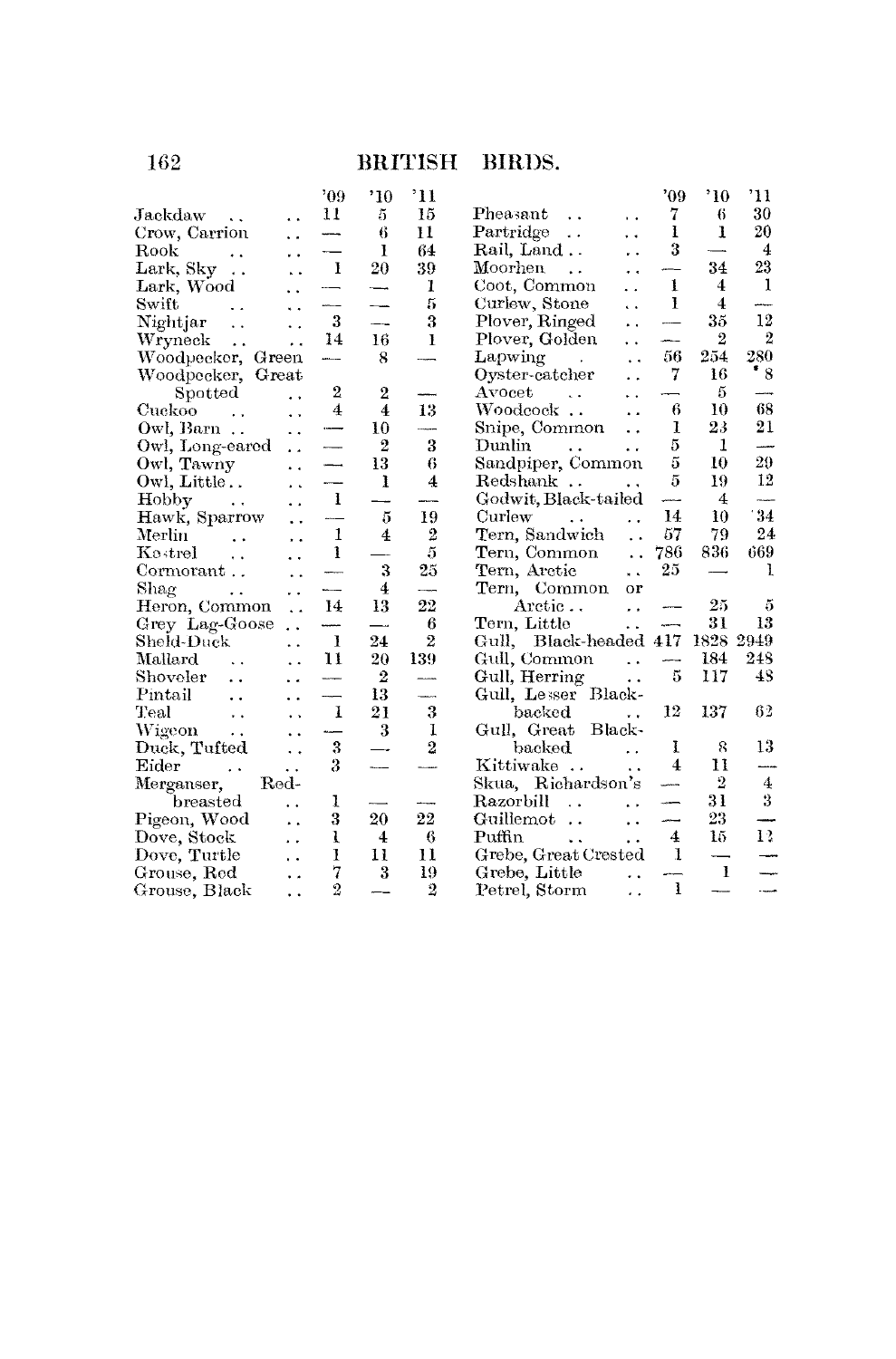| | '09 | '10 | '11 |
|---|---|---|---|
| Jackdaw | 11 | 5 | 15 |
| Crow, Carrion | — | 6 | 11 |
| Rook | — | 1 | 64 |
| Lark, Sky | 1 | 20 | 39 |
| Lark, Wood | — | — | 1 |
| Swift | — | — | 5 |
| Nightjar | 3 | — | 3 |
| Wryneck | 14 | 16 | 1 |
| Woodpecker, Green | — | 8 | — |
| Woodpecker, Great Spotted | 2 | 2 | — |
| Cuckoo | 4 | 4 | 13 |
| Owl, Barn | — | 10 | — |
| Owl, Long-eared | — | 2 | 3 |
| Owl, Tawny | — | 13 | 6 |
| Owl, Little | — | 1 | 4 |
| Hobby | 1 | — | — |
| Hawk, Sparrow | — | 5 | 19 |
| Merlin | 1 | 4 | 2 |
| Kestrel | 1 | — | 5 |
| Cormorant | — | 3 | 25 |
| Shag | — | 4 | — |
| Heron, Common | 14 | 13 | 22 |
| Grey Lag-Goose | — | — | 6 |
| Sheld-Duck | 1 | 24 | 2 |
| Mallard | 11 | 20 | 139 |
| Shoveler | — | 2 | — |
| Pintail | — | 13 | — |
| Teal | 1 | 21 | 3 |
| Wigeon | — | 3 | 1 |
| Duck, Tufted | 3 | — | 2 |
| Eider | 3 | — | — |
| Merganser, Red-breasted | 1 | — | — |
| Pigeon, Wood | 3 | 20 | 22 |
| Dove, Stock | 1 | 4 | 6 |
| Dove, Turtle | 1 | 11 | 11 |
| Grouse, Red | 7 | 3 | 19 |
| Grouse, Black | 2 | — | 2 |

| | '09 | '10 | '11 |
|---|---|---|---|
| Pheasant | 7 | 6 | 30 |
| Partridge | 1 | 1 | 20 |
| Rail, Land | 3 | — | 4 |
| Moorhen | — | 34 | 23 |
| Coot, Common | 1 | 4 | 1 |
| Curlew, Stone | 1 | 4 | — |
| Plover, Ringed | — | 35 | 12 |
| Plover, Golden | — | 2 | 2 |
| Lapwing | 56 | 254 | 280 |
| Oyster-catcher | 7 | 16 | 8 |
| Avocet | — | 5 | — |
| Woodcock | 6 | 10 | 68 |
| Snipe, Common | 1 | 23 | 21 |
| Dunlin | 5 | 1 | — |
| Sandpiper, Common | 5 | 10 | 29 |
| Redshank | 5 | 19 | 12 |
| Godwit, Black-tailed | — | 4 | — |
| Curlew | 14 | 10 | 34 |
| Tern, Sandwich | 57 | 79 | 24 |
| Tern, Common | 786 | 836 | 669 |
| Tern, Arctic | 25 | — | 1 |
| Tern, Common or Arctic | — | 25 | 5 |
| Tern, Little | — | 31 | 13 |
| Gull, Black-headed | 417 | 1828 | 2949 |
| Gull, Common | — | 184 | 248 |
| Gull, Herring | 5 | 117 | 48 |
| Gull, Lesser Black-backed | 12 | 137 | 62 |
| Gull, Great Black-backed | 1 | 8 | 13 |
| Kittiwake | 4 | 11 | — |
| Skua, Richardson's | — | 2 | 4 |
| Razorbill | — | 31 | 3 |
| Guillemot | — | 23 | — |
| Puffin | 4 | 15 | 12 |
| Grebe, Great Crested | 1 | — | — |
| Grebe, Little | — | 1 | — |
| Petrel, Storm | 1 | — | — |